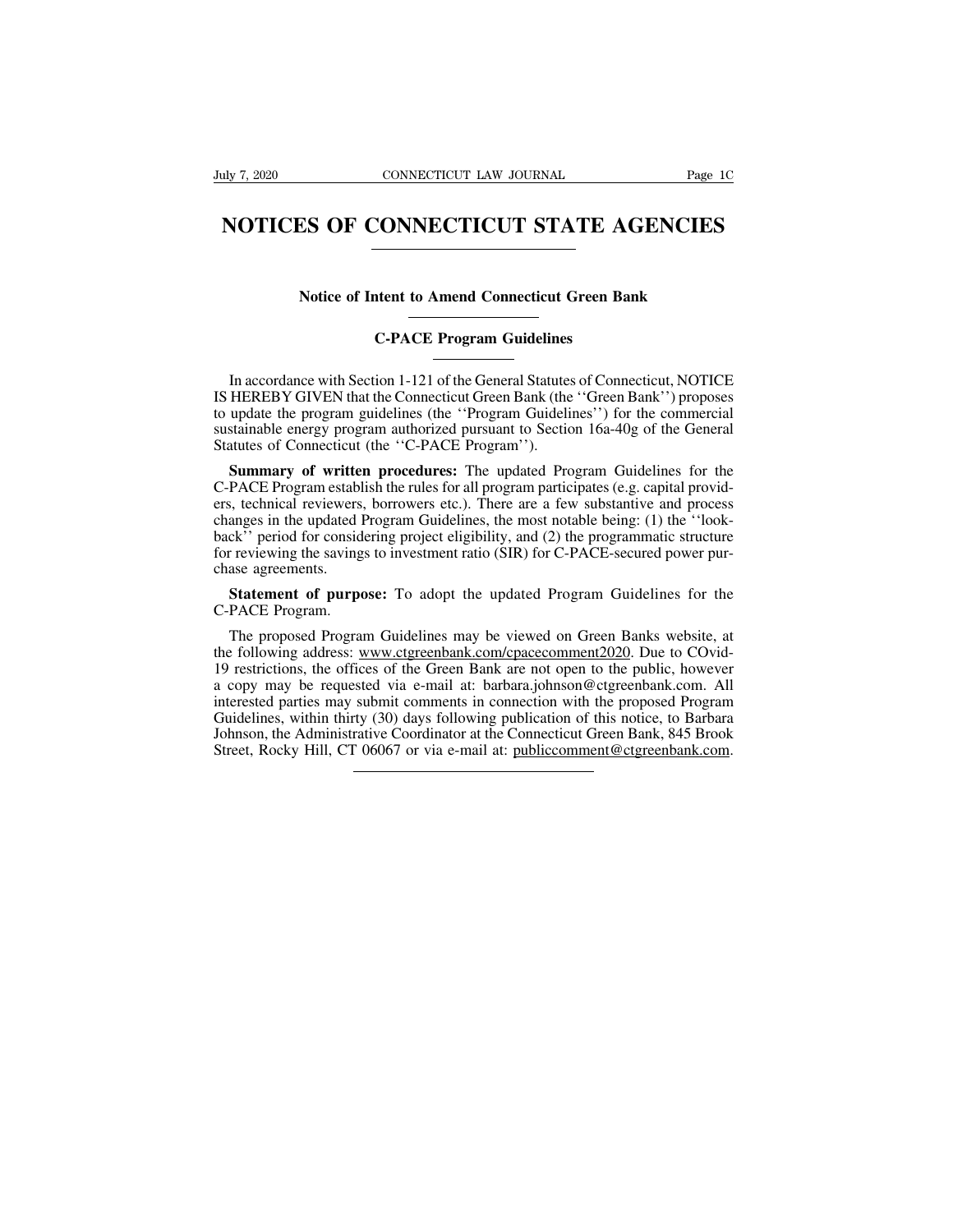# NOTICES OF CONNECTICUT STATE AGENCIES

## Notice of Intent to Amend Connecticut Green Bank

### C-PACE Program Guidelines

In accordance with Section 1-121 of the General Statutes of Connecticut, NOTICE IS HEREBY GIVEN that the Connecticut Green Bank (the ''Green Bank'') proposes to update the program guidelines (the ''Program Guidelines'') for the commercial sustainable energy program authorized pursuant to Section 16a-40g of the General Statutes of Connecticut (the ''C-PACE Program'').

**Summary of written procedures:** The updated Program Guidelines for the C-PACE Program establish the rules for all program participates (e.g. capital providers, technical reviewers, borrowers etc.). There are a few substantive and process changes in the updated Program Guidelines, the most notable being: (1) the ''look-back'' period for considering project eligibility, and (2) the programmatic structure for reviewing the savings to investment ratio (SIR) for C-PACE-secured power purchase agreements.

**Statement of purpose:** To adopt the updated Program Guidelines for the C-PACE Program.

The proposed Program Guidelines may be viewed on Green Banks website, at the following address: www.ctgreenbank.com/cpacecomment2020. Due to COvid-19 restrictions, the offices of the Green Bank are not open to the public, however a copy may be requested via e-mail at: barbara.johnson@ctgreenbank.com. All interested parties may submit comments in connection with the proposed Program Guidelines, within thirty (30) days following publication of this notice, to Barbara Johnson, the Administrative Coordinator at the Connecticut Green Bank, 845 Brook Street, Rocky Hill, CT 06067 or via e-mail at: publiccomment@ctgreenbank.com.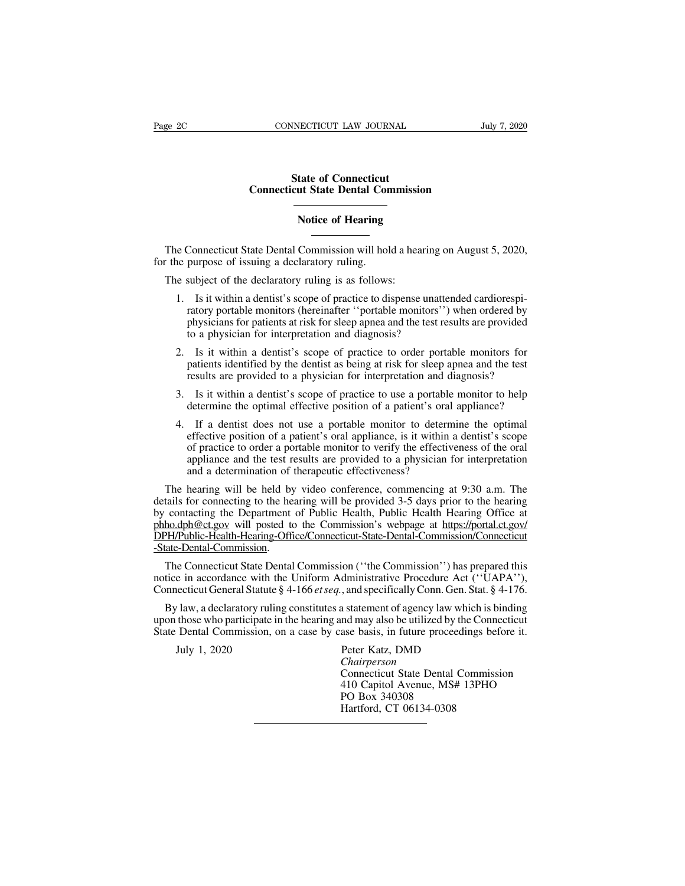# State of Connecticut
## Connecticut State Dental Commission

### Notice of Hearing

The Connecticut State Dental Commission will hold a hearing on August 5, 2020, for the purpose of issuing a declaratory ruling.

The subject of the declaratory ruling is as follows:

1. Is it within a dentist's scope of practice to dispense unattended cardiorespiratory portable monitors (hereinafter ''portable monitors'') when ordered by physicians for patients at risk for sleep apnea and the test results are provided to a physician for interpretation and diagnosis?
2. Is it within a dentist's scope of practice to order portable monitors for patients identified by the dentist as being at risk for sleep apnea and the test results are provided to a physician for interpretation and diagnosis?
3. Is it within a dentist's scope of practice to use a portable monitor to help determine the optimal effective position of a patient's oral appliance?
4. If a dentist does not use a portable monitor to determine the optimal effective position of a patient's oral appliance, is it within a dentist's scope of practice to order a portable monitor to verify the effectiveness of the oral appliance and the test results are provided to a physician for interpretation and a determination of therapeutic effectiveness?

The hearing will be held by video conference, commencing at 9:30 a.m. The details for connecting to the hearing will be provided 3-5 days prior to the hearing by contacting the Department of Public Health, Public Health Hearing Office at phho.dph@ct.gov will posted to the Commission's webpage at https://portal.ct.gov/DPH/Public-Health-Hearing-Office/Connecticut-State-Dental-Commission/Connecticut-State-Dental-Commission.

The Connecticut State Dental Commission (''the Commission'') has prepared this notice in accordance with the Uniform Administrative Procedure Act (''UAPA''), Connecticut General Statute § 4-166 *et seq.*, and specifically Conn. Gen. Stat. § 4-176.

By law, a declaratory ruling constitutes a statement of agency law which is binding upon those who participate in the hearing and may also be utilized by the Connecticut State Dental Commission, on a case by case basis, in future proceedings before it.

July 1, 2020

Peter Katz, DMD
*Chairperson*
Connecticut State Dental Commission
410 Capitol Avenue, MS# 13PHO
PO Box 340308
Hartford, CT 06134-0308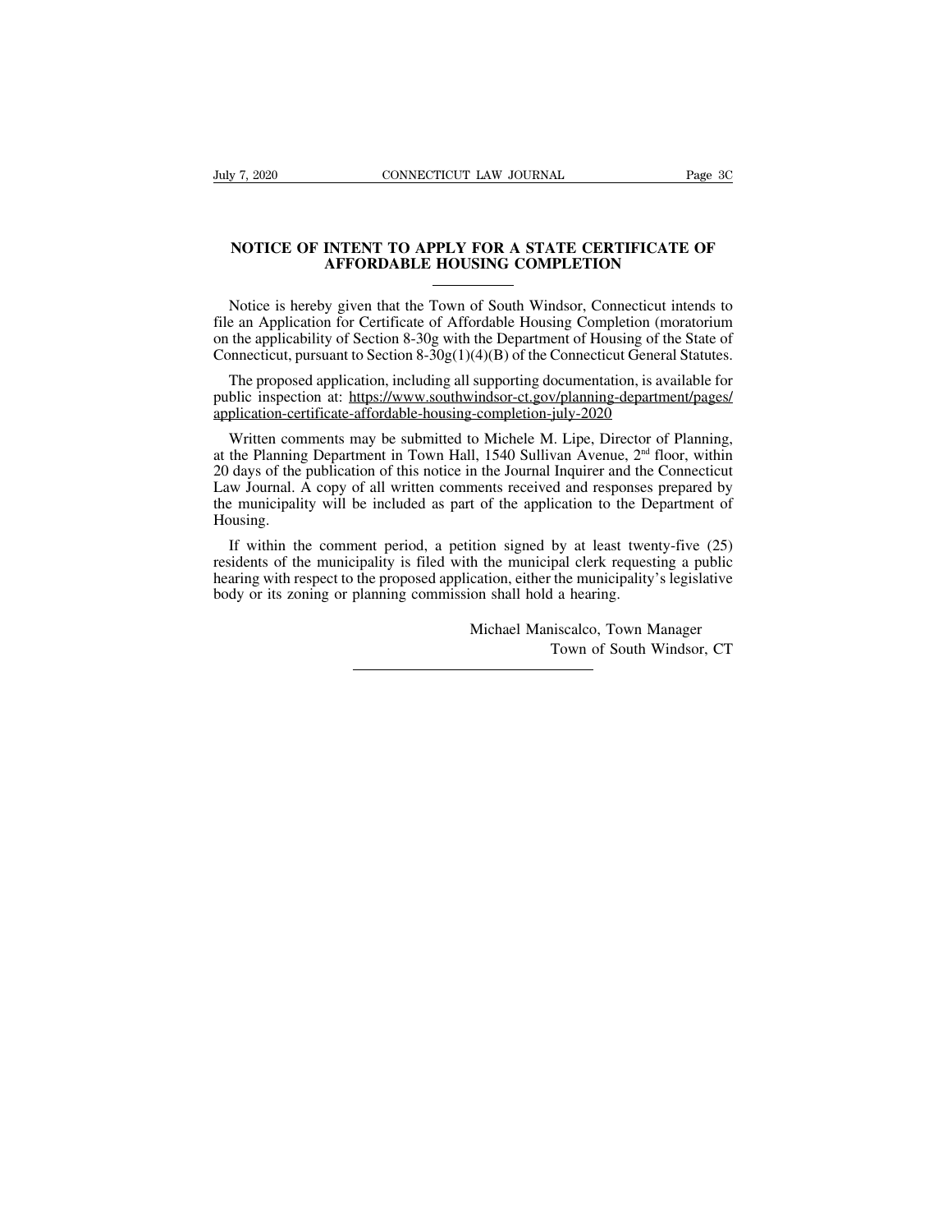# NOTICE OF INTENT TO APPLY FOR A STATE CERTIFICATE OF AFFORDABLE HOUSING COMPLETION

Notice is hereby given that the Town of South Windsor, Connecticut intends to file an Application for Certificate of Affordable Housing Completion (moratorium on the applicability of Section 8-30g with the Department of Housing of the State of Connecticut, pursuant to Section 8-30g(1)(4)(B) of the Connecticut General Statutes.

The proposed application, including all supporting documentation, is available for public inspection at: https://www.southwindsor-ct.gov/planning-department/pages/application-certificate-affordable-housing-completion-july-2020

Written comments may be submitted to Michele M. Lipe, Director of Planning, at the Planning Department in Town Hall, 1540 Sullivan Avenue, 2nd floor, within 20 days of the publication of this notice in the Journal Inquirer and the Connecticut Law Journal. A copy of all written comments received and responses prepared by the municipality will be included as part of the application to the Department of Housing.

If within the comment period, a petition signed by at least twenty-five (25) residents of the municipality is filed with the municipal clerk requesting a public hearing with respect to the proposed application, either the municipality's legislative body or its zoning or planning commission shall hold a hearing.

Michael Maniscalco, Town Manager
Town of South Windsor, CT